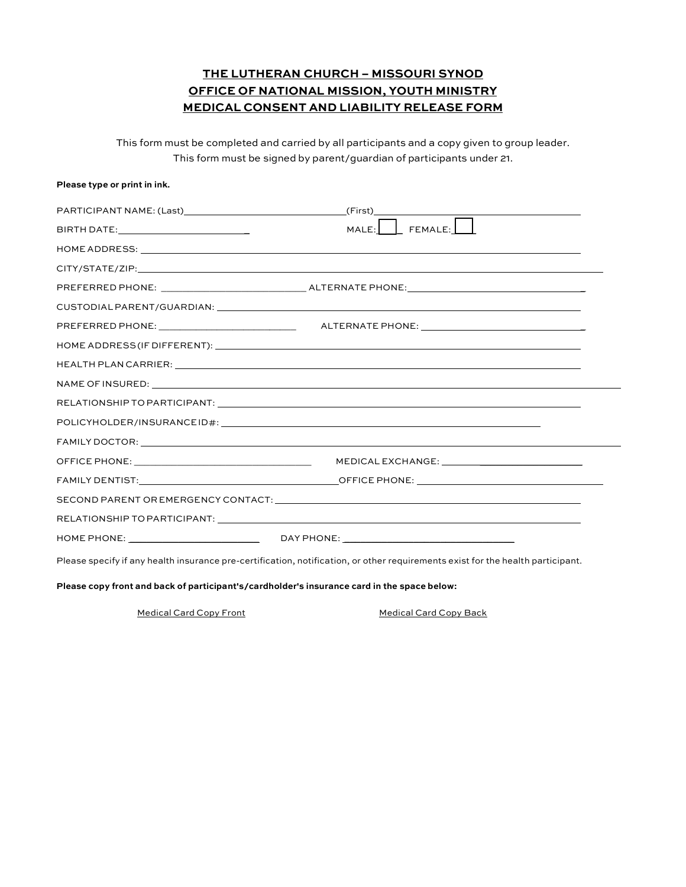# THE LUTHERAN CHURCH – MISSOURI SYNOD
# OFFICE OF NATIONAL MISSION, YOUTH MINISTRY
# MEDICAL CONSENT AND LIABILITY RELEASE FORM

This form must be completed and carried by all participants and a copy given to group leader.
This form must be signed by parent/guardian of participants under 21.

**Please type or print in ink.**

PARTICIPANT NAME: (Last)______________________________(First)______________________________________

BIRTH DATE:________________________ MALE: ☐ FEMALE: ☐

HOME ADDRESS: ____________________________________________________________________________

CITY/STATE/ZIP:_____________________________________________________________________________

PREFERRED PHONE: __________________________ ALTERNATE PHONE:_____________________________

CUSTODIAL PARENT/GUARDIAN: ________________________________________________________________

PREFERRED PHONE: ________________________ ALTERNATE PHONE: _____________________________

HOME ADDRESS (IF DIFFERENT): ________________________________________________________________

HEALTH PLAN CARRIER: ______________________________________________________________________

NAME OF INSURED: __________________________________________________________________________

RELATIONSHIP TO PARTICIPANT: _______________________________________________________________

POLICYHOLDER/INSURANCE ID#: __________________________________________________________

FAMILY DOCTOR: ____________________________________________________________________________

OFFICE PHONE: _________________________________ MEDICAL EXCHANGE: _______________________

FAMILY DENTIST:________________________________OFFICE PHONE: ___________________________________

SECOND PARENT OR EMERGENCY CONTACT: _______________________________________________________

RELATIONSHIP TO PARTICIPANT: _______________________________________________________________

HOME PHONE: _______________________ DAY PHONE: ______________________________

Please specify if any health insurance pre-certification, notification, or other requirements exist for the health participant.

**Please copy front and back of participant's/cardholder's insurance card in the space below:**

Medical Card Copy Front                    Medical Card Copy Back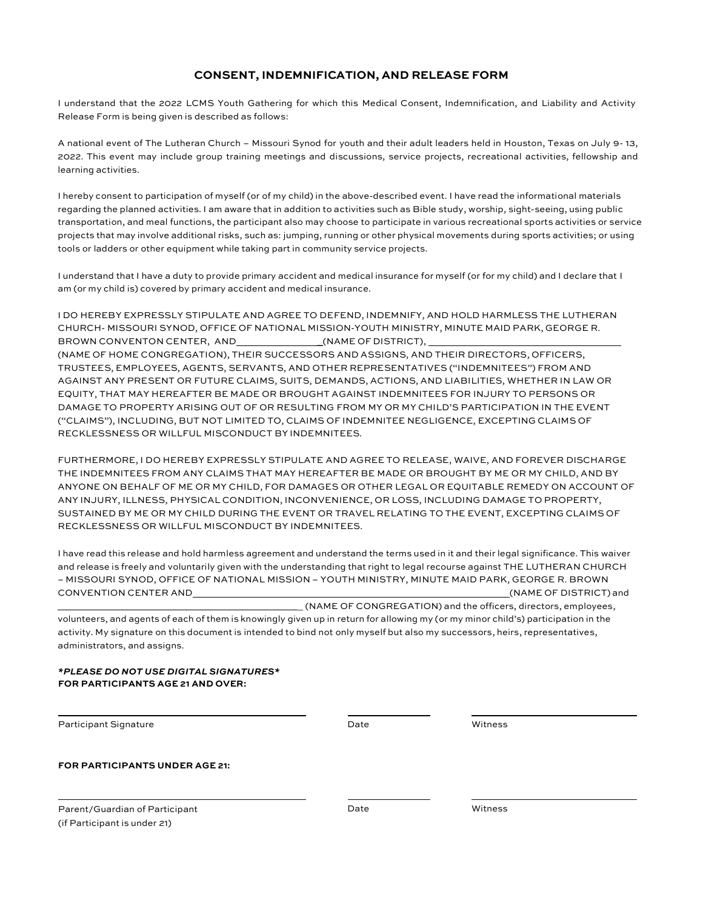## CONSENT, INDEMNIFICATION, AND RELEASE FORM

I understand that the 2022 LCMS Youth Gathering for which this Medical Consent, Indemnification, and Liability and Activity Release Form is being given is described as follows:

A national event of The Lutheran Church – Missouri Synod for youth and their adult leaders held in Houston, Texas on July 9- 13, 2022. This event may include group training meetings and discussions, service projects, recreational activities, fellowship and learning activities.

I hereby consent to participation of myself (or of my child) in the above-described event. I have read the informational materials regarding the planned activities. I am aware that in addition to activities such as Bible study, worship, sight-seeing, using public transportation, and meal functions, the participant also may choose to participate in various recreational sports activities or service projects that may involve additional risks, such as: jumping, running or other physical movements during sports activities; or using tools or ladders or other equipment while taking part in community service projects.

I understand that I have a duty to provide primary accident and medical insurance for myself (or for my child) and I declare that I am (or my child is) covered by primary accident and medical insurance.

I DO HEREBY EXPRESSLY STIPULATE AND AGREE TO DEFEND, INDEMNIFY, AND HOLD HARMLESS THE LUTHERAN CHURCH- MISSOURI SYNOD, OFFICE OF NATIONAL MISSION-YOUTH MINISTRY, MINUTE MAID PARK, GEORGE R. BROWN CONVENTON CENTER, AND_______________(NAME OF DISTRICT), ____________________________________ (NAME OF HOME CONGREGATION), THEIR SUCCESSORS AND ASSIGNS, AND THEIR DIRECTORS, OFFICERS, TRUSTEES, EMPLOYEES, AGENTS, SERVANTS, AND OTHER REPRESENTATIVES ("INDEMNITEES") FROM AND AGAINST ANY PRESENT OR FUTURE CLAIMS, SUITS, DEMANDS, ACTIONS, AND LIABILITIES, WHETHER IN LAW OR EQUITY, THAT MAY HEREAFTER BE MADE OR BROUGHT AGAINST INDEMNITEES FOR INJURY TO PERSONS OR DAMAGE TO PROPERTY ARISING OUT OF OR RESULTING FROM MY OR MY CHILD'S PARTICIPATION IN THE EVENT ("CLAIMS"), INCLUDING, BUT NOT LIMITED TO, CLAIMS OF INDEMNITEE NEGLIGENCE, EXCEPTING CLAIMS OF RECKLESSNESS OR WILLFUL MISCONDUCT BY INDEMNITEES.

FURTHERMORE, I DO HEREBY EXPRESSLY STIPULATE AND AGREE TO RELEASE, WAIVE, AND FOREVER DISCHARGE THE INDEMNITEES FROM ANY CLAIMS THAT MAY HEREAFTER BE MADE OR BROUGHT BY ME OR MY CHILD, AND BY ANYONE ON BEHALF OF ME OR MY CHILD, FOR DAMAGES OR OTHER LEGAL OR EQUITABLE REMEDY ON ACCOUNT OF ANY INJURY, ILLNESS, PHYSICAL CONDITION, INCONVENIENCE, OR LOSS, INCLUDING DAMAGE TO PROPERTY, SUSTAINED BY ME OR MY CHILD DURING THE EVENT OR TRAVEL RELATING TO THE EVENT, EXCEPTING CLAIMS OF RECKLESSNESS OR WILLFUL MISCONDUCT BY INDEMNITEES.

I have read this release and hold harmless agreement and understand the terms used in it and their legal significance. This waiver and release is freely and voluntarily given with the understanding that right to legal recourse against THE LUTHERAN CHURCH – MISSOURI SYNOD, OFFICE OF NATIONAL MISSION – YOUTH MINISTRY, MINUTE MAID PARK, GEORGE R. BROWN CONVENTION CENTER AND____________________________________________________(NAME OF DISTRICT) and ______________________________________ (NAME OF CONGREGATION) and the officers, directors, employees, volunteers, and agents of each of them is knowingly given up in return for allowing my (or my minor child's) participation in the activity. My signature on this document is intended to bind not only myself but also my successors, heirs, representatives, administrators, and assigns.

***PLEASE DO NOT USE DIGITAL SIGNATURES***
**FOR PARTICIPANTS AGE 21 AND OVER:**

______________________________ ____________ ____________________

Participant Signature | Date | Witness

**FOR PARTICIPANTS UNDER AGE 21:**

______________________________ ____________ ____________________

Parent/Guardian of Participant | Date | Witness
(if Participant is under 21)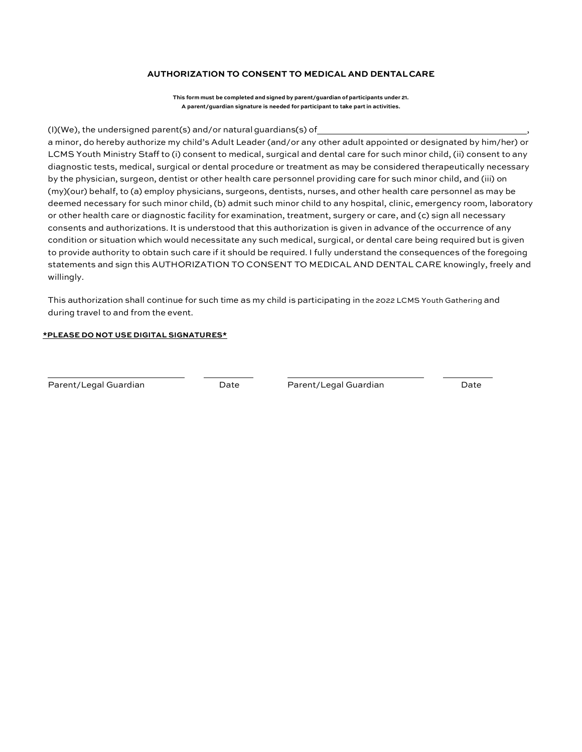## AUTHORIZATION TO CONSENT TO MEDICAL AND DENTAL CARE

**This form must be completed and signed by parent/guardian of participants under 21.**
**A parent/guardian signature is needed for participant to take part in activities.**

(I)(We), the undersigned parent(s) and/or natural guardians(s) of ______________________________________________, a minor, do hereby authorize my child's Adult Leader (and/or any other adult appointed or designated by him/her) or LCMS Youth Ministry Staff to (i) consent to medical, surgical and dental care for such minor child, (ii) consent to any diagnostic tests, medical, surgical or dental procedure or treatment as may be considered therapeutically necessary by the physician, surgeon, dentist or other health care personnel providing care for such minor child, and (iii) on (my)(our) behalf, to (a) employ physicians, surgeons, dentists, nurses, and other health care personnel as may be deemed necessary for such minor child, (b) admit such minor child to any hospital, clinic, emergency room, laboratory or other health care or diagnostic facility for examination, treatment, surgery or care, and (c) sign all necessary consents and authorizations. It is understood that this authorization is given in advance of the occurrence of any condition or situation which would necessitate any such medical, surgical, or dental care being required but is given to provide authority to obtain such care if it should be required. I fully understand the consequences of the foregoing statements and sign this AUTHORIZATION TO CONSENT TO MEDICAL AND DENTAL CARE knowingly, freely and willingly.

This authorization shall continue for such time as my child is participating in the 2022 LCMS Youth Gathering and during travel to and from the event.

**<u>*PLEASE DO NOT USE DIGITAL SIGNATURES*</u>**

| | | | |
|---|---|---|---|
| ____________________ | __________ | ____________________ | __________ |
| Parent/Legal Guardian | Date | Parent/Legal Guardian | Date |